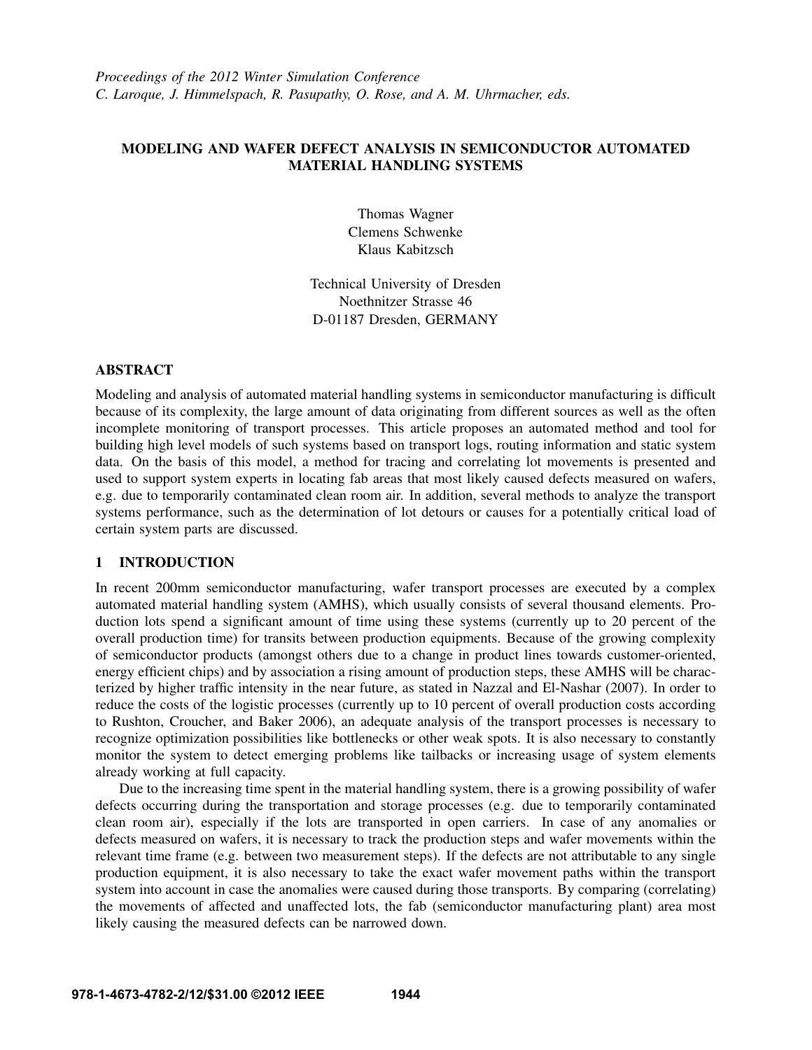*Proceedings of the 2012 Winter Simulation Conference*
*C. Laroque, J. Himmelspach, R. Pasupathy, O. Rose, and A. M. Uhrmacher, eds.*

# MODELING AND WAFER DEFECT ANALYSIS IN SEMICONDUCTOR AUTOMATED MATERIAL HANDLING SYSTEMS

Thomas Wagner
Clemens Schwenke
Klaus Kabitzsch

Technical University of Dresden
Noethnitzer Strasse 46
D-01187 Dresden, GERMANY

## ABSTRACT

Modeling and analysis of automated material handling systems in semiconductor manufacturing is difficult because of its complexity, the large amount of data originating from different sources as well as the often incomplete monitoring of transport processes. This article proposes an automated method and tool for building high level models of such systems based on transport logs, routing information and static system data. On the basis of this model, a method for tracing and correlating lot movements is presented and used to support system experts in locating fab areas that most likely caused defects measured on wafers, e.g. due to temporarily contaminated clean room air. In addition, several methods to analyze the transport systems performance, such as the determination of lot detours or causes for a potentially critical load of certain system parts are discussed.

## 1 INTRODUCTION

In recent 200mm semiconductor manufacturing, wafer transport processes are executed by a complex automated material handling system (AMHS), which usually consists of several thousand elements. Production lots spend a significant amount of time using these systems (currently up to 20 percent of the overall production time) for transits between production equipments. Because of the growing complexity of semiconductor products (amongst others due to a change in product lines towards customer-oriented, energy efficient chips) and by association a rising amount of production steps, these AMHS will be characterized by higher traffic intensity in the near future, as stated in Nazzal and El-Nashar (2007). In order to reduce the costs of the logistic processes (currently up to 10 percent of overall production costs according to Rushton, Croucher, and Baker 2006), an adequate analysis of the transport processes is necessary to recognize optimization possibilities like bottlenecks or other weak spots. It is also necessary to constantly monitor the system to detect emerging problems like tailbacks or increasing usage of system elements already working at full capacity.

Due to the increasing time spent in the material handling system, there is a growing possibility of wafer defects occurring during the transportation and storage processes (e.g. due to temporarily contaminated clean room air), especially if the lots are transported in open carriers. In case of any anomalies or defects measured on wafers, it is necessary to track the production steps and wafer movements within the relevant time frame (e.g. between two measurement steps). If the defects are not attributable to any single production equipment, it is also necessary to take the exact wafer movement paths within the transport system into account in case the anomalies were caused during those transports. By comparing (correlating) the movements of affected and unaffected lots, the fab (semiconductor manufacturing plant) area most likely causing the measured defects can be narrowed down.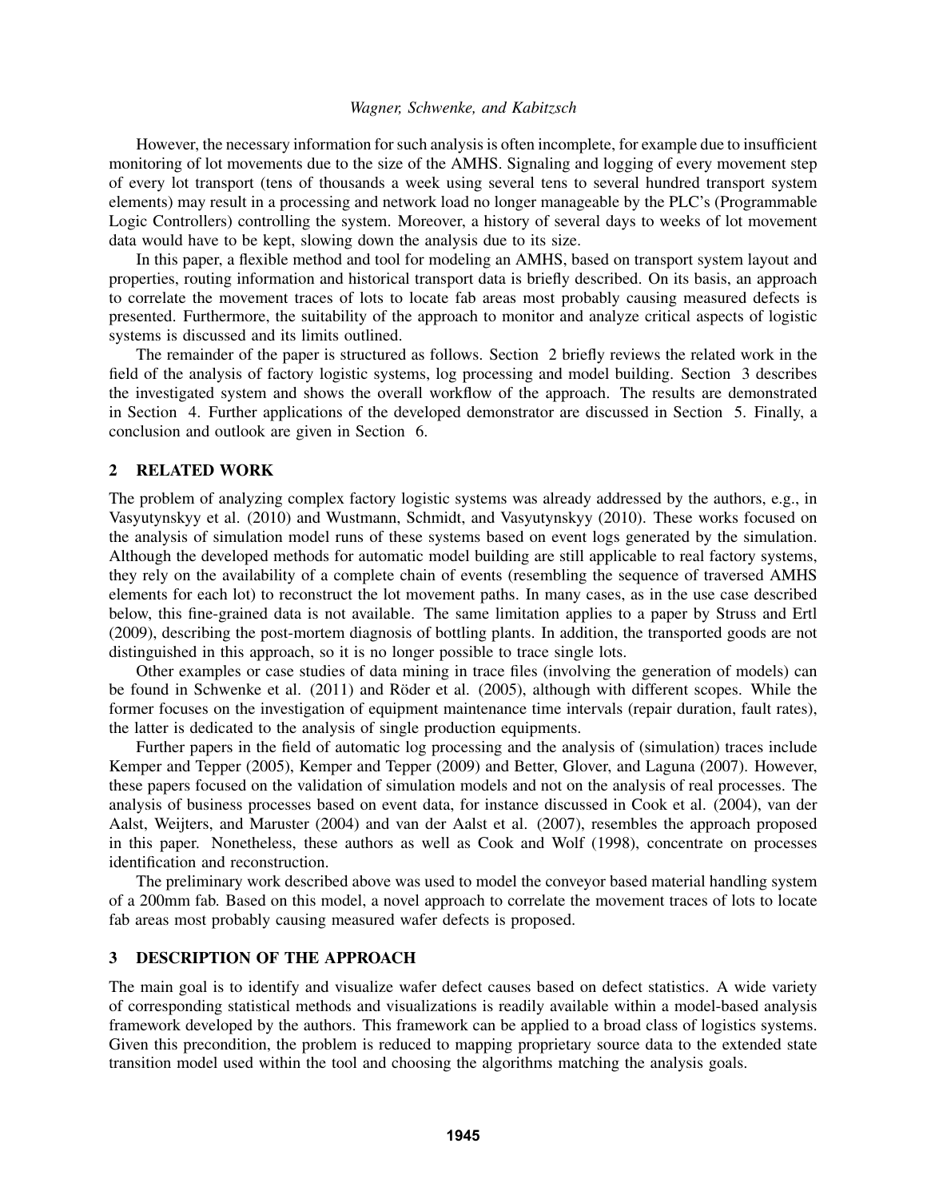However, the necessary information for such analysis is often incomplete, for example due to insufficient monitoring of lot movements due to the size of the AMHS. Signaling and logging of every movement step of every lot transport (tens of thousands a week using several tens to several hundred transport system elements) may result in a processing and network load no longer manageable by the PLC's (Programmable Logic Controllers) controlling the system. Moreover, a history of several days to weeks of lot movement data would have to be kept, slowing down the analysis due to its size.

In this paper, a flexible method and tool for modeling an AMHS, based on transport system layout and properties, routing information and historical transport data is briefly described. On its basis, an approach to correlate the movement traces of lots to locate fab areas most probably causing measured defects is presented. Furthermore, the suitability of the approach to monitor and analyze critical aspects of logistic systems is discussed and its limits outlined.

The remainder of the paper is structured as follows. Section 2 briefly reviews the related work in the field of the analysis of factory logistic systems, log processing and model building. Section 3 describes the investigated system and shows the overall workflow of the approach. The results are demonstrated in Section 4. Further applications of the developed demonstrator are discussed in Section 5. Finally, a conclusion and outlook are given in Section 6.

## 2 RELATED WORK

The problem of analyzing complex factory logistic systems was already addressed by the authors, e.g., in Vasyutynskyy et al. (2010) and Wustmann, Schmidt, and Vasyutynskyy (2010). These works focused on the analysis of simulation model runs of these systems based on event logs generated by the simulation. Although the developed methods for automatic model building are still applicable to real factory systems, they rely on the availability of a complete chain of events (resembling the sequence of traversed AMHS elements for each lot) to reconstruct the lot movement paths. In many cases, as in the use case described below, this fine-grained data is not available. The same limitation applies to a paper by Struss and Ertl (2009), describing the post-mortem diagnosis of bottling plants. In addition, the transported goods are not distinguished in this approach, so it is no longer possible to trace single lots.

Other examples or case studies of data mining in trace files (involving the generation of models) can be found in Schwenke et al. (2011) and Röder et al. (2005), although with different scopes. While the former focuses on the investigation of equipment maintenance time intervals (repair duration, fault rates), the latter is dedicated to the analysis of single production equipments.

Further papers in the field of automatic log processing and the analysis of (simulation) traces include Kemper and Tepper (2005), Kemper and Tepper (2009) and Better, Glover, and Laguna (2007). However, these papers focused on the validation of simulation models and not on the analysis of real processes. The analysis of business processes based on event data, for instance discussed in Cook et al. (2004), van der Aalst, Weijters, and Maruster (2004) and van der Aalst et al. (2007), resembles the approach proposed in this paper. Nonetheless, these authors as well as Cook and Wolf (1998), concentrate on processes identification and reconstruction.

The preliminary work described above was used to model the conveyor based material handling system of a 200mm fab. Based on this model, a novel approach to correlate the movement traces of lots to locate fab areas most probably causing measured wafer defects is proposed.

## 3 DESCRIPTION OF THE APPROACH

The main goal is to identify and visualize wafer defect causes based on defect statistics. A wide variety of corresponding statistical methods and visualizations is readily available within a model-based analysis framework developed by the authors. This framework can be applied to a broad class of logistics systems. Given this precondition, the problem is reduced to mapping proprietary source data to the extended state transition model used within the tool and choosing the algorithms matching the analysis goals.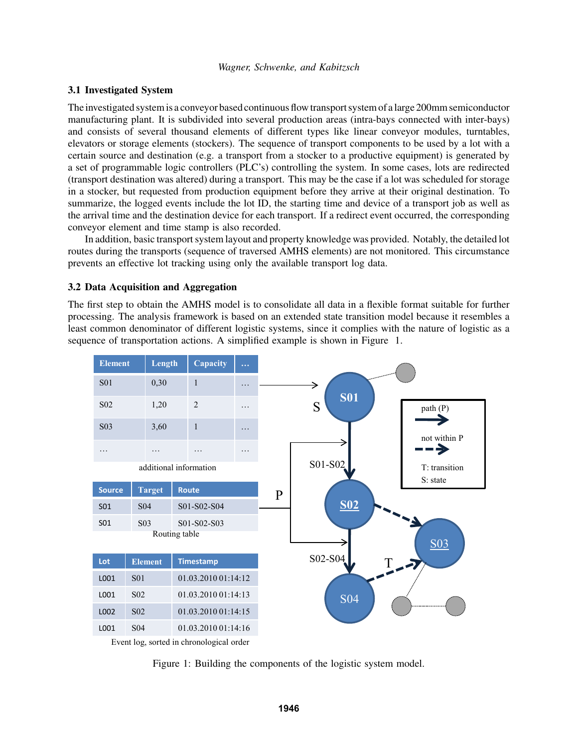### 3.1 Investigated System

The investigated system is a conveyor based continuous flow transport system of a large 200mm semiconductor manufacturing plant. It is subdivided into several production areas (intra-bays connected with inter-bays) and consists of several thousand elements of different types like linear conveyor modules, turntables, elevators or storage elements (stockers). The sequence of transport components to be used by a lot with a certain source and destination (e.g. a transport from a stocker to a productive equipment) is generated by a set of programmable logic controllers (PLC's) controlling the system. In some cases, lots are redirected (transport destination was altered) during a transport. This may be the case if a lot was scheduled for storage in a stocker, but requested from production equipment before they arrive at their original destination. To summarize, the logged events include the lot ID, the starting time and device of a transport job as well as the arrival time and the destination device for each transport. If a redirect event occurred, the corresponding conveyor element and time stamp is also recorded.

In addition, basic transport system layout and property knowledge was provided. Notably, the detailed lot routes during the transports (sequence of traversed AMHS elements) are not monitored. This circumstance prevents an effective lot tracking using only the available transport log data.

### 3.2 Data Acquisition and Aggregation

The first step to obtain the AMHS model is to consolidate all data in a flexible format suitable for further processing. The analysis framework is based on an extended state transition model because it resembles a least common denominator of different logistic systems, since it complies with the nature of logistic as a sequence of transportation actions. A simplified example is shown in Figure 1.

| Element | Length | Capacity | … |
|---|---|---|---|
| S01 | 0,30 | 1 | … |
| S02 | 1,20 | 2 | … |
| S03 | 3,60 | 1 | … |
| … | … | … | … |

additional information

| Source | Target | Route |
|---|---|---|
| S01 | S04 | S01-S02-S04 |
| S01 | S03 | S01-S02-S03 |

Routing table

| Lot | Element | Timestamp |
|---|---|---|
| L001 | S01 | 01.03.2010 01:14:12 |
| L001 | S02 | 01.03.2010 01:14:13 |
| L002 | S02 | 01.03.2010 01:14:15 |
| L001 | S04 | 01.03.2010 01:14:16 |

Event log, sorted in chronological order

Figure 1: Building the components of the logistic system model.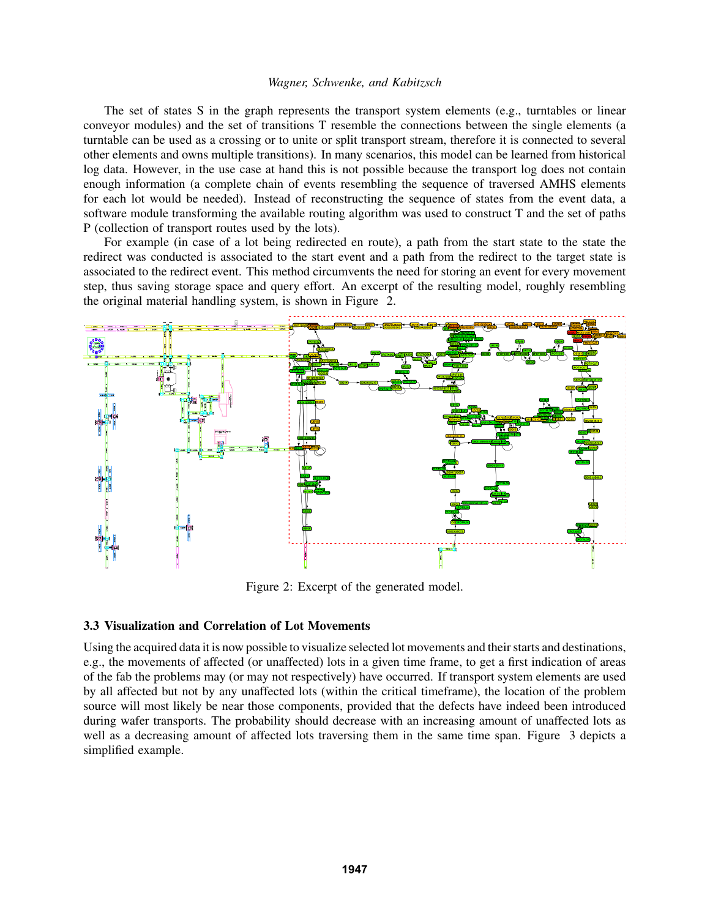The set of states S in the graph represents the transport system elements (e.g., turntables or linear conveyor modules) and the set of transitions T resemble the connections between the single elements (a turntable can be used as a crossing or to unite or split transport stream, therefore it is connected to several other elements and owns multiple transitions). In many scenarios, this model can be learned from historical log data. However, in the use case at hand this is not possible because the transport log does not contain enough information (a complete chain of events resembling the sequence of traversed AMHS elements for each lot would be needed). Instead of reconstructing the sequence of states from the event data, a software module transforming the available routing algorithm was used to construct T and the set of paths P (collection of transport routes used by the lots).

For example (in case of a lot being redirected en route), a path from the start state to the state the redirect was conducted is associated to the start event and a path from the redirect to the target state is associated to the redirect event. This method circumvents the need for storing an event for every movement step, thus saving storage space and query effort. An excerpt of the resulting model, roughly resembling the original material handling system, is shown in Figure 2.

Figure 2: Excerpt of the generated model.

### 3.3 Visualization and Correlation of Lot Movements

Using the acquired data it is now possible to visualize selected lot movements and their starts and destinations, e.g., the movements of affected (or unaffected) lots in a given time frame, to get a first indication of areas of the fab the problems may (or may not respectively) have occurred. If transport system elements are used by all affected but not by any unaffected lots (within the critical timeframe), the location of the problem source will most likely be near those components, provided that the defects have indeed been introduced during wafer transports. The probability should decrease with an increasing amount of unaffected lots as well as a decreasing amount of affected lots traversing them in the same time span. Figure 3 depicts a simplified example.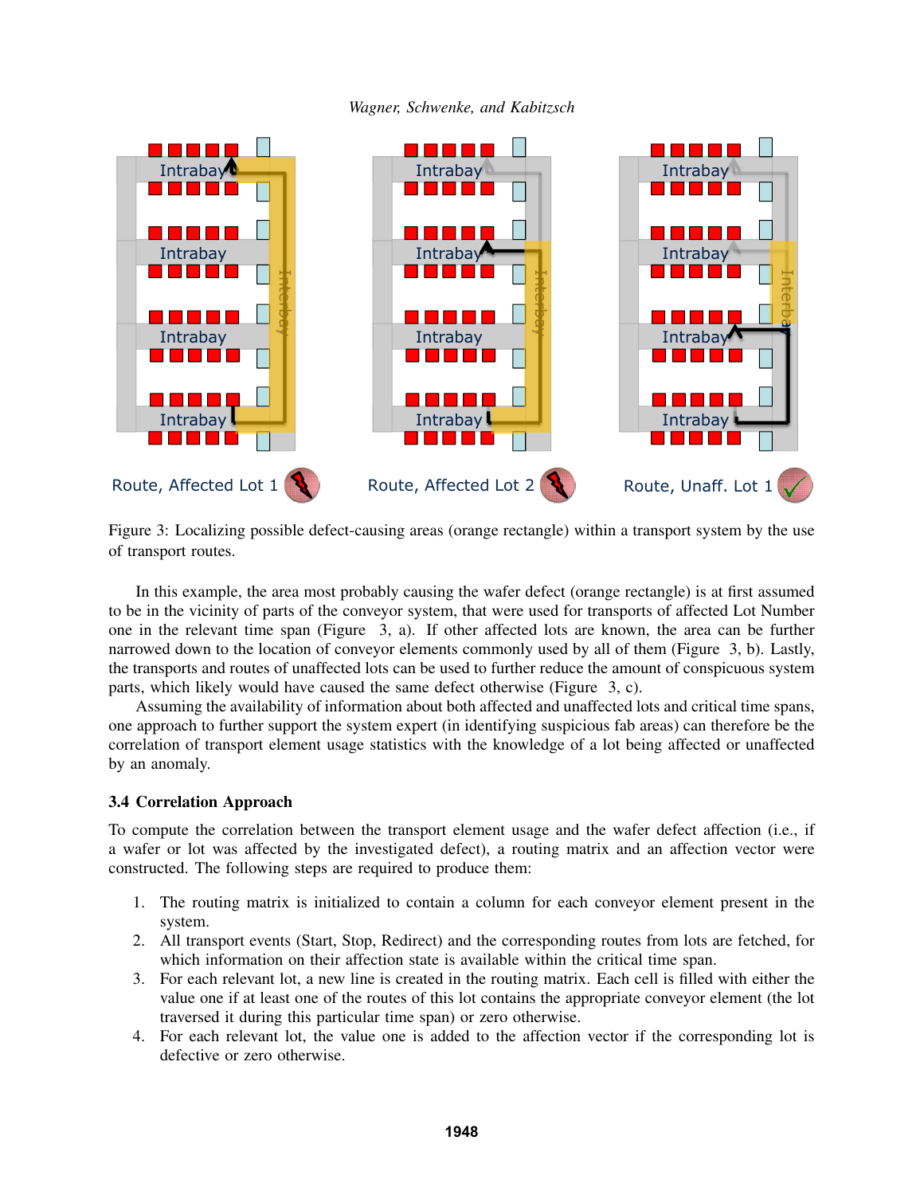Figure 3: Localizing possible defect-causing areas (orange rectangle) within a transport system by the use of transport routes.

In this example, the area most probably causing the wafer defect (orange rectangle) is at first assumed to be in the vicinity of parts of the conveyor system, that were used for transports of affected Lot Number one in the relevant time span (Figure 3, a). If other affected lots are known, the area can be further narrowed down to the location of conveyor elements commonly used by all of them (Figure 3, b). Lastly, the transports and routes of unaffected lots can be used to further reduce the amount of conspicuous system parts, which likely would have caused the same defect otherwise (Figure 3, c).

Assuming the availability of information about both affected and unaffected lots and critical time spans, one approach to further support the system expert (in identifying suspicious fab areas) can therefore be the correlation of transport element usage statistics with the knowledge of a lot being affected or unaffected by an anomaly.

### 3.4 Correlation Approach

To compute the correlation between the transport element usage and the wafer defect affection (i.e., if a wafer or lot was affected by the investigated defect), a routing matrix and an affection vector were constructed. The following steps are required to produce them:

1. The routing matrix is initialized to contain a column for each conveyor element present in the system.
2. All transport events (Start, Stop, Redirect) and the corresponding routes from lots are fetched, for which information on their affection state is available within the critical time span.
3. For each relevant lot, a new line is created in the routing matrix. Each cell is filled with either the value one if at least one of the routes of this lot contains the appropriate conveyor element (the lot traversed it during this particular time span) or zero otherwise.
4. For each relevant lot, the value one is added to the affection vector if the corresponding lot is defective or zero otherwise.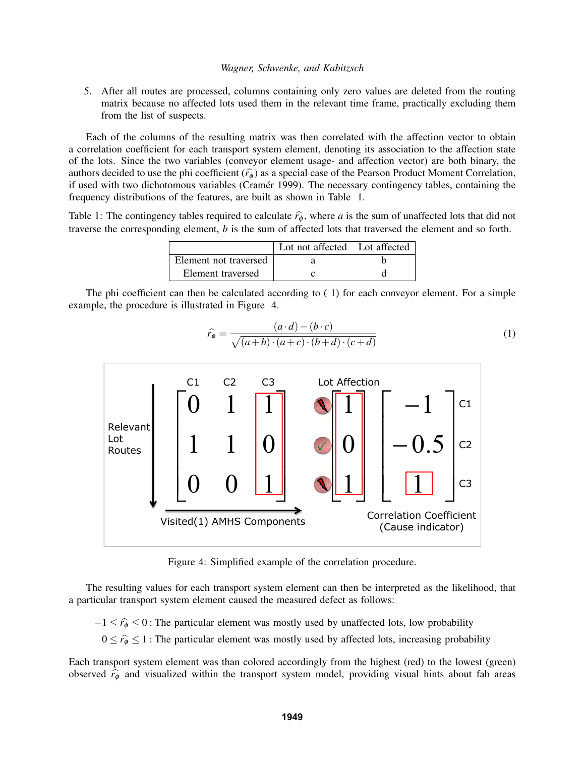5. After all routes are processed, columns containing only zero values are deleted from the routing matrix because no affected lots used them in the relevant time frame, practically excluding them from the list of suspects.

Each of the columns of the resulting matrix was then correlated with the affection vector to obtain a correlation coefficient for each transport system element, denoting its association to the affection state of the lots. Since the two variables (conveyor element usage- and affection vector) are both binary, the authors decided to use the phi coefficient ($\widehat{r_\phi}$) as a special case of the Pearson Product Moment Correlation, if used with two dichotomous variables (Cramér 1999). The necessary contingency tables, containing the frequency distributions of the features, are built as shown in Table 1.

Table 1: The contingency tables required to calculate $\widehat{r_\phi}$, where $a$ is the sum of unaffected lots that did not traverse the corresponding element, $b$ is the sum of affected lots that traversed the element and so forth.

| | Lot not affected | Lot affected |
|---|---|---|
| Element not traversed | a | b |
| Element traversed | c | d |

The phi coefficient can then be calculated according to ( 1) for each conveyor element. For a simple example, the procedure is illustrated in Figure 4.

$$\widehat{r_\phi} = \frac{(a \cdot d) - (b \cdot c)}{\sqrt{(a+b) \cdot (a+c) \cdot (b+d) \cdot (c+d)}} \tag{1}$$

$$\underbrace{\begin{bmatrix} 0 & 1 & 1 \\ 1 & 1 & 0 \\ 0 & 0 & 1 \end{bmatrix}}_{\text{Visited(1) AMHS Components: C1, C2, C3; rows: Relevant Lot Routes}} \quad \underbrace{\begin{bmatrix} 1 \\ 0 \\ 1 \end{bmatrix}}_{\text{Lot Affection}} \quad \underbrace{\begin{bmatrix} -1 \\ -0.5 \\ 1 \end{bmatrix}}_{\text{Correlation Coefficient (Cause indicator): C1, C2, C3}}$$

Figure 4: Simplified example of the correlation procedure.

The resulting values for each transport system element can then be interpreted as the likelihood, that a particular transport system element caused the measured defect as follows:

$-1 \leq \widehat{r_\phi} \leq 0$ : The particular element was mostly used by unaffected lots, low probability

$0 \leq \widehat{r_\phi} \leq 1$ : The particular element was mostly used by affected lots, increasing probability

Each transport system element was than colored accordingly from the highest (red) to the lowest (green) observed $\widehat{r_\phi}$ and visualized within the transport system model, providing visual hints about fab areas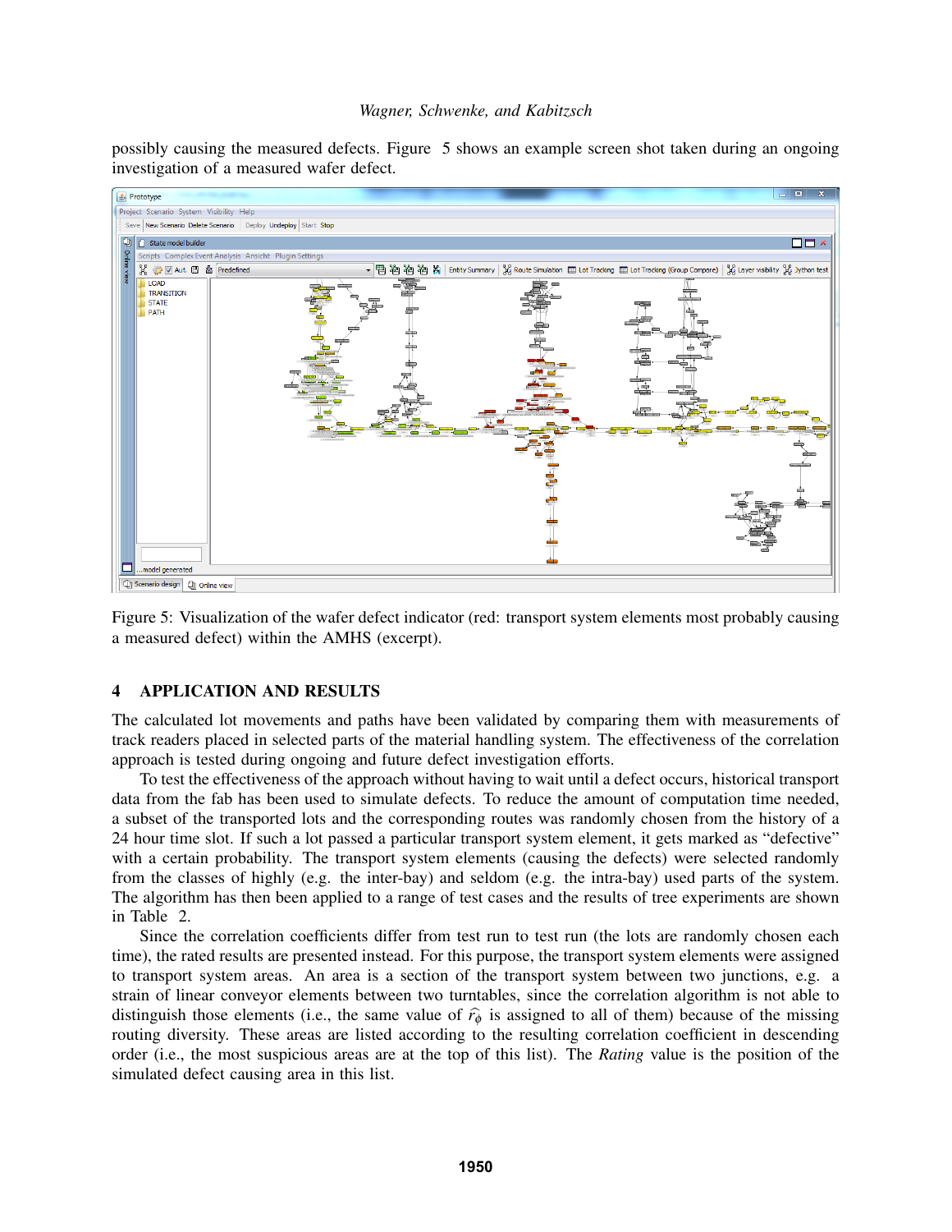possibly causing the measured defects. Figure 5 shows an example screen shot taken during an ongoing investigation of a measured wafer defect.

Figure 5: Visualization of the wafer defect indicator (red: transport system elements most probably causing a measured defect) within the AMHS (excerpt).

## 4 APPLICATION AND RESULTS

The calculated lot movements and paths have been validated by comparing them with measurements of track readers placed in selected parts of the material handling system. The effectiveness of the correlation approach is tested during ongoing and future defect investigation efforts.

To test the effectiveness of the approach without having to wait until a defect occurs, historical transport data from the fab has been used to simulate defects. To reduce the amount of computation time needed, a subset of the transported lots and the corresponding routes was randomly chosen from the history of a 24 hour time slot. If such a lot passed a particular transport system element, it gets marked as "defective" with a certain probability. The transport system elements (causing the defects) were selected randomly from the classes of highly (e.g. the inter-bay) and seldom (e.g. the intra-bay) used parts of the system. The algorithm has then been applied to a range of test cases and the results of tree experiments are shown in Table 2.

Since the correlation coefficients differ from test run to test run (the lots are randomly chosen each time), the rated results are presented instead. For this purpose, the transport system elements were assigned to transport system areas. An area is a section of the transport system between two junctions, e.g. a strain of linear conveyor elements between two turntables, since the correlation algorithm is not able to distinguish those elements (i.e., the same value of $\widehat{r_\phi}$ is assigned to all of them) because of the missing routing diversity. These areas are listed according to the resulting correlation coefficient in descending order (i.e., the most suspicious areas are at the top of this list). The *Rating* value is the position of the simulated defect causing area in this list.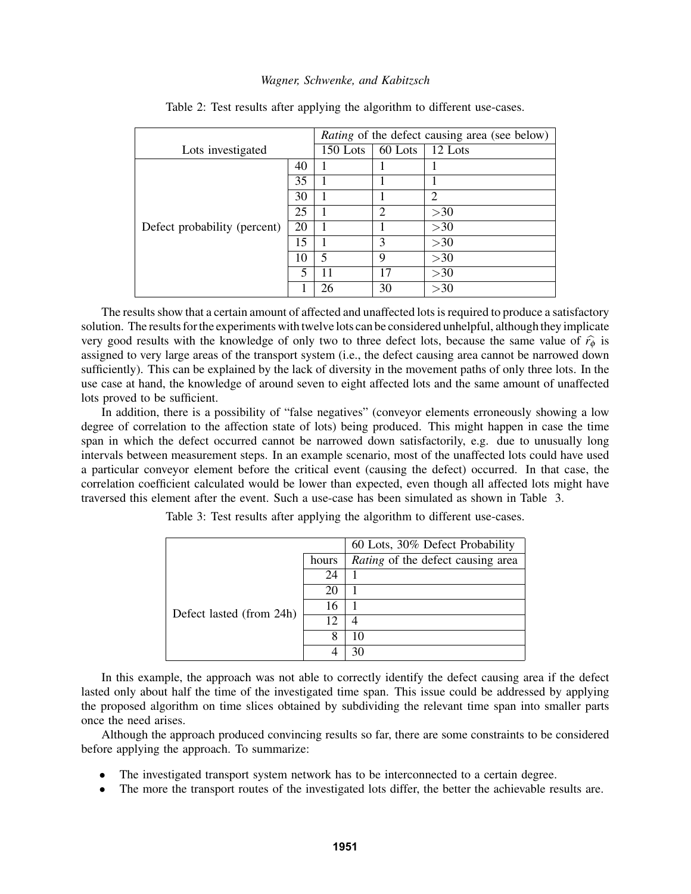Table 2: Test results after applying the algorithm to different use-cases.

| Lots investigated | | *Rating* of the defect causing area (see below) | | |
|---|---|---|---|---|
| | | 150 Lots | 60 Lots | 12 Lots |
| Defect probability (percent) | 40 | 1 | 1 | 1 |
| | 35 | 1 | 1 | 1 |
| | 30 | 1 | 1 | 2 |
| | 25 | 1 | 2 | >30 |
| | 20 | 1 | 1 | >30 |
| | 15 | 1 | 3 | >30 |
| | 10 | 5 | 9 | >30 |
| | 5 | 11 | 17 | >30 |
| | 1 | 26 | 30 | >30 |

The results show that a certain amount of affected and unaffected lots is required to produce a satisfactory solution. The results for the experiments with twelve lots can be considered unhelpful, although they implicate very good results with the knowledge of only two to three defect lots, because the same value of $\widehat{r_\phi}$ is assigned to very large areas of the transport system (i.e., the defect causing area cannot be narrowed down sufficiently). This can be explained by the lack of diversity in the movement paths of only three lots. In the use case at hand, the knowledge of around seven to eight affected lots and the same amount of unaffected lots proved to be sufficient.

In addition, there is a possibility of "false negatives" (conveyor elements erroneously showing a low degree of correlation to the affection state of lots) being produced. This might happen in case the time span in which the defect occurred cannot be narrowed down satisfactorily, e.g. due to unusually long intervals between measurement steps. In an example scenario, most of the unaffected lots could have used a particular conveyor element before the critical event (causing the defect) occurred. In that case, the correlation coefficient calculated would be lower than expected, even though all affected lots might have traversed this element after the event. Such a use-case has been simulated as shown in Table 3.

Table 3: Test results after applying the algorithm to different use-cases.

| | | 60 Lots, 30% Defect Probability |
|---|---|---|
| | hours | *Rating* of the defect causing area |
| Defect lasted (from 24h) | 24 | 1 |
| | 20 | 1 |
| | 16 | 1 |
| | 12 | 4 |
| | 8 | 10 |
| | 4 | 30 |

In this example, the approach was not able to correctly identify the defect causing area if the defect lasted only about half the time of the investigated time span. This issue could be addressed by applying the proposed algorithm on time slices obtained by subdividing the relevant time span into smaller parts once the need arises.

Although the approach produced convincing results so far, there are some constraints to be considered before applying the approach. To summarize:

- The investigated transport system network has to be interconnected to a certain degree.
- The more the transport routes of the investigated lots differ, the better the achievable results are.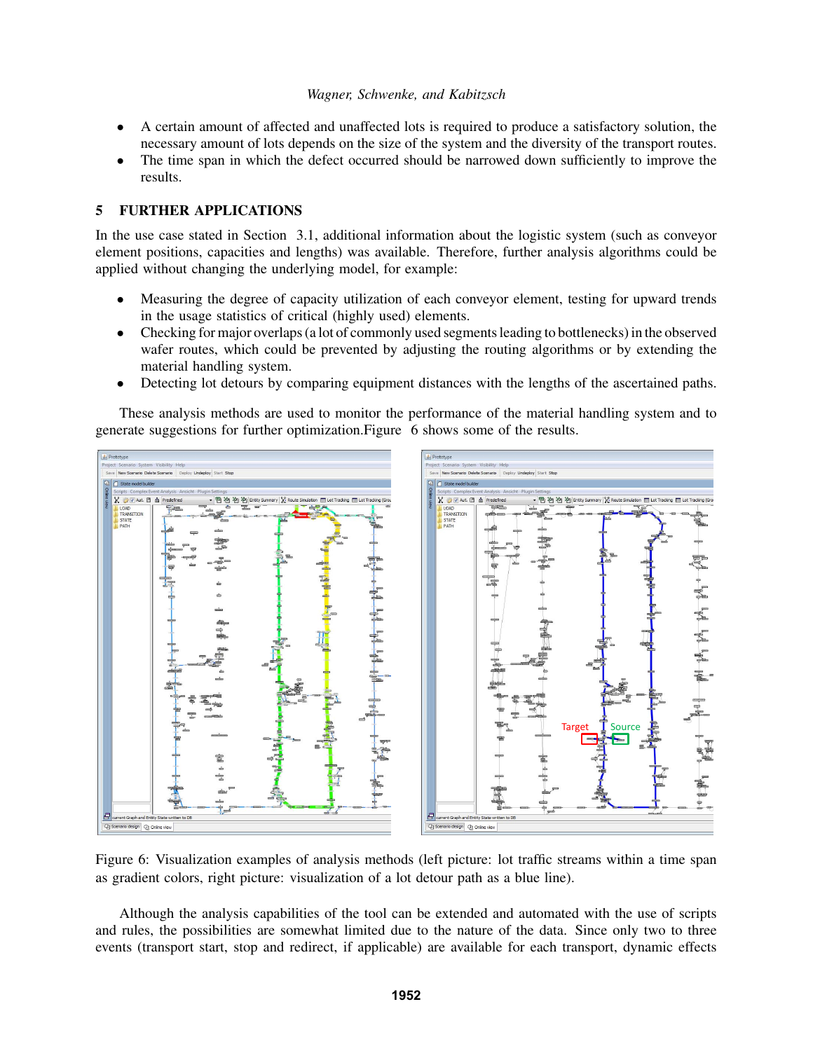- A certain amount of affected and unaffected lots is required to produce a satisfactory solution, the necessary amount of lots depends on the size of the system and the diversity of the transport routes.
- The time span in which the defect occurred should be narrowed down sufficiently to improve the results.

## 5 FURTHER APPLICATIONS

In the use case stated in Section 3.1, additional information about the logistic system (such as conveyor element positions, capacities and lengths) was available. Therefore, further analysis algorithms could be applied without changing the underlying model, for example:

- Measuring the degree of capacity utilization of each conveyor element, testing for upward trends in the usage statistics of critical (highly used) elements.
- Checking for major overlaps (a lot of commonly used segments leading to bottlenecks) in the observed wafer routes, which could be prevented by adjusting the routing algorithms or by extending the material handling system.
- Detecting lot detours by comparing equipment distances with the lengths of the ascertained paths.

These analysis methods are used to monitor the performance of the material handling system and to generate suggestions for further optimization. Figure 6 shows some of the results.

Figure 6: Visualization examples of analysis methods (left picture: lot traffic streams within a time span as gradient colors, right picture: visualization of a lot detour path as a blue line).

Although the analysis capabilities of the tool can be extended and automated with the use of scripts and rules, the possibilities are somewhat limited due to the nature of the data. Since only two to three events (transport start, stop and redirect, if applicable) are available for each transport, dynamic effects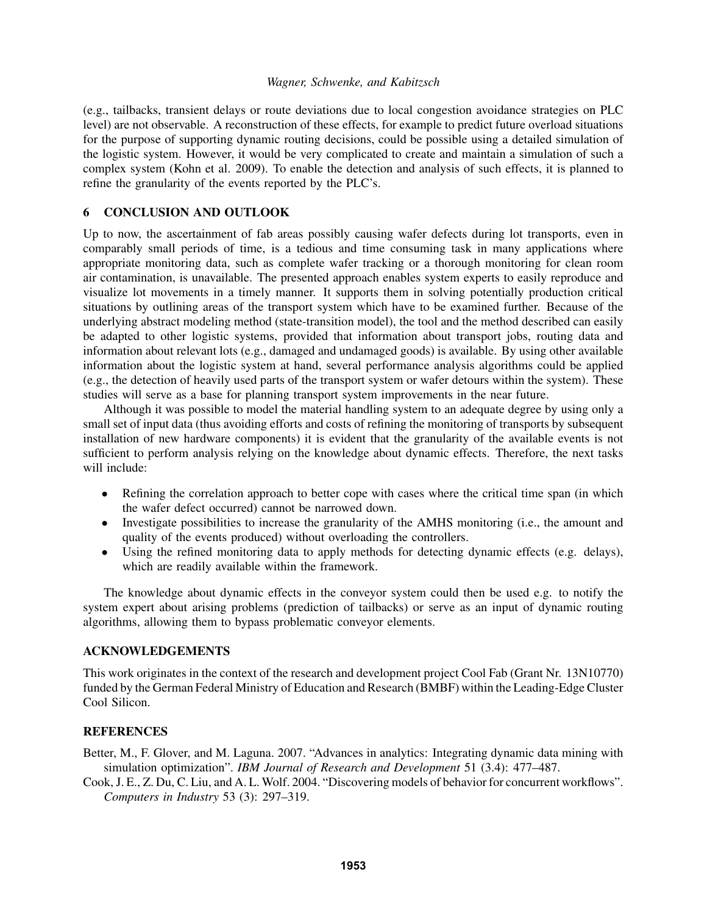(e.g., tailbacks, transient delays or route deviations due to local congestion avoidance strategies on PLC level) are not observable. A reconstruction of these effects, for example to predict future overload situations for the purpose of supporting dynamic routing decisions, could be possible using a detailed simulation of the logistic system. However, it would be very complicated to create and maintain a simulation of such a complex system (Kohn et al. 2009). To enable the detection and analysis of such effects, it is planned to refine the granularity of the events reported by the PLC's.

## 6 CONCLUSION AND OUTLOOK

Up to now, the ascertainment of fab areas possibly causing wafer defects during lot transports, even in comparably small periods of time, is a tedious and time consuming task in many applications where appropriate monitoring data, such as complete wafer tracking or a thorough monitoring for clean room air contamination, is unavailable. The presented approach enables system experts to easily reproduce and visualize lot movements in a timely manner. It supports them in solving potentially production critical situations by outlining areas of the transport system which have to be examined further. Because of the underlying abstract modeling method (state-transition model), the tool and the method described can easily be adapted to other logistic systems, provided that information about transport jobs, routing data and information about relevant lots (e.g., damaged and undamaged goods) is available. By using other available information about the logistic system at hand, several performance analysis algorithms could be applied (e.g., the detection of heavily used parts of the transport system or wafer detours within the system). These studies will serve as a base for planning transport system improvements in the near future.

Although it was possible to model the material handling system to an adequate degree by using only a small set of input data (thus avoiding efforts and costs of refining the monitoring of transports by subsequent installation of new hardware components) it is evident that the granularity of the available events is not sufficient to perform analysis relying on the knowledge about dynamic effects. Therefore, the next tasks will include:

- Refining the correlation approach to better cope with cases where the critical time span (in which the wafer defect occurred) cannot be narrowed down.
- Investigate possibilities to increase the granularity of the AMHS monitoring (i.e., the amount and quality of the events produced) without overloading the controllers.
- Using the refined monitoring data to apply methods for detecting dynamic effects (e.g. delays), which are readily available within the framework.

The knowledge about dynamic effects in the conveyor system could then be used e.g. to notify the system expert about arising problems (prediction of tailbacks) or serve as an input of dynamic routing algorithms, allowing them to bypass problematic conveyor elements.

## ACKNOWLEDGEMENTS

This work originates in the context of the research and development project Cool Fab (Grant Nr. 13N10770) funded by the German Federal Ministry of Education and Research (BMBF) within the Leading-Edge Cluster Cool Silicon.

## REFERENCES

Better, M., F. Glover, and M. Laguna. 2007. "Advances in analytics: Integrating dynamic data mining with simulation optimization". *IBM Journal of Research and Development* 51 (3.4): 477–487.

Cook, J. E., Z. Du, C. Liu, and A. L. Wolf. 2004. "Discovering models of behavior for concurrent workflows". *Computers in Industry* 53 (3): 297–319.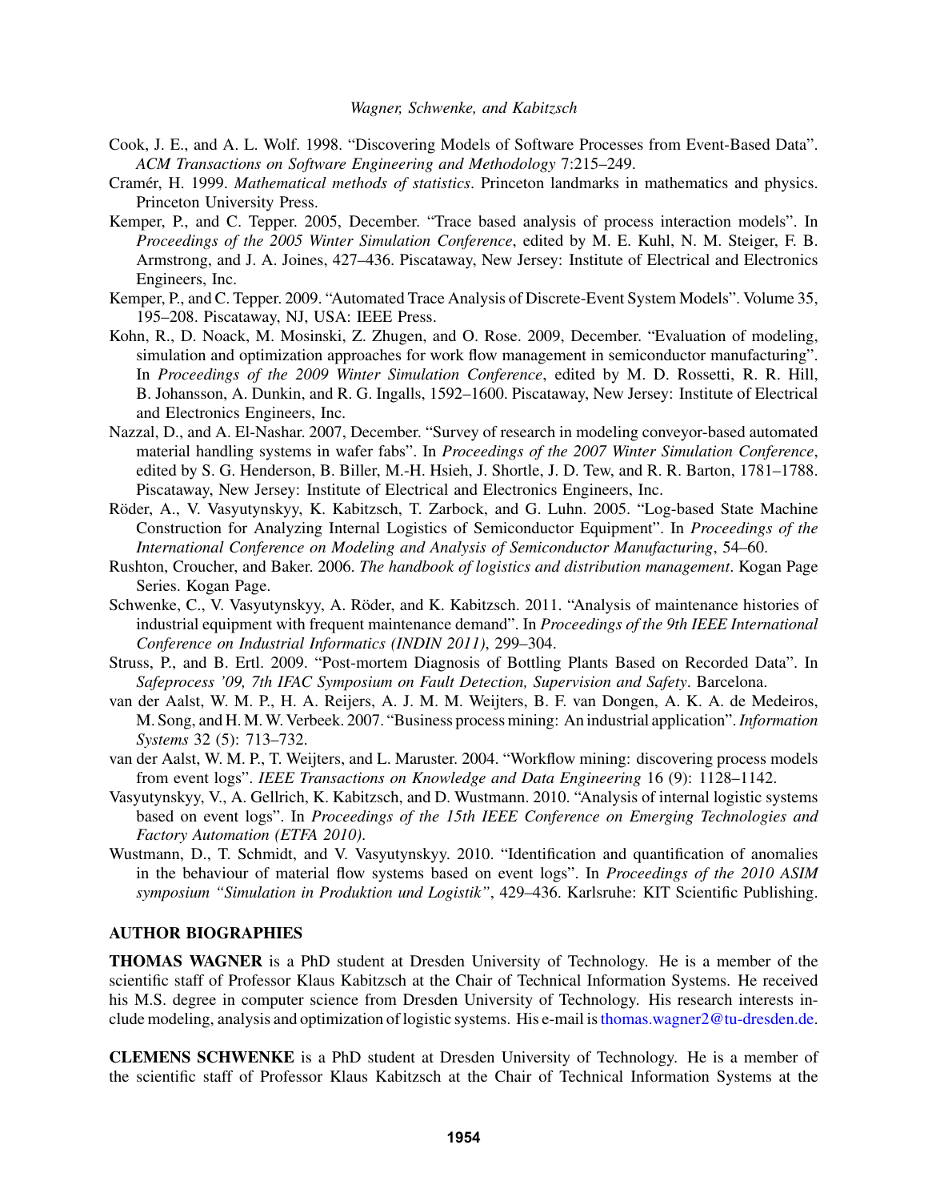Cook, J. E., and A. L. Wolf. 1998. "Discovering Models of Software Processes from Event-Based Data". *ACM Transactions on Software Engineering and Methodology* 7:215–249.

Cramér, H. 1999. *Mathematical methods of statistics*. Princeton landmarks in mathematics and physics. Princeton University Press.

Kemper, P., and C. Tepper. 2005, December. "Trace based analysis of process interaction models". In *Proceedings of the 2005 Winter Simulation Conference*, edited by M. E. Kuhl, N. M. Steiger, F. B. Armstrong, and J. A. Joines, 427–436. Piscataway, New Jersey: Institute of Electrical and Electronics Engineers, Inc.

Kemper, P., and C. Tepper. 2009. "Automated Trace Analysis of Discrete-Event System Models". Volume 35, 195–208. Piscataway, NJ, USA: IEEE Press.

Kohn, R., D. Noack, M. Mosinski, Z. Zhugen, and O. Rose. 2009, December. "Evaluation of modeling, simulation and optimization approaches for work flow management in semiconductor manufacturing". In *Proceedings of the 2009 Winter Simulation Conference*, edited by M. D. Rossetti, R. R. Hill, B. Johansson, A. Dunkin, and R. G. Ingalls, 1592–1600. Piscataway, New Jersey: Institute of Electrical and Electronics Engineers, Inc.

Nazzal, D., and A. El-Nashar. 2007, December. "Survey of research in modeling conveyor-based automated material handling systems in wafer fabs". In *Proceedings of the 2007 Winter Simulation Conference*, edited by S. G. Henderson, B. Biller, M.-H. Hsieh, J. Shortle, J. D. Tew, and R. R. Barton, 1781–1788. Piscataway, New Jersey: Institute of Electrical and Electronics Engineers, Inc.

Röder, A., V. Vasyutynskyy, K. Kabitzsch, T. Zarbock, and G. Luhn. 2005. "Log-based State Machine Construction for Analyzing Internal Logistics of Semiconductor Equipment". In *Proceedings of the International Conference on Modeling and Analysis of Semiconductor Manufacturing*, 54–60.

Rushton, Croucher, and Baker. 2006. *The handbook of logistics and distribution management*. Kogan Page Series. Kogan Page.

Schwenke, C., V. Vasyutynskyy, A. Röder, and K. Kabitzsch. 2011. "Analysis of maintenance histories of industrial equipment with frequent maintenance demand". In *Proceedings of the 9th IEEE International Conference on Industrial Informatics (INDIN 2011)*, 299–304.

Struss, P., and B. Ertl. 2009. "Post-mortem Diagnosis of Bottling Plants Based on Recorded Data". In *Safeprocess '09, 7th IFAC Symposium on Fault Detection, Supervision and Safety*. Barcelona.

van der Aalst, W. M. P., H. A. Reijers, A. J. M. M. Weijters, B. F. van Dongen, A. K. A. de Medeiros, M. Song, and H. M. W. Verbeek. 2007. "Business process mining: An industrial application". *Information Systems* 32 (5): 713–732.

van der Aalst, W. M. P., T. Weijters, and L. Maruster. 2004. "Workflow mining: discovering process models from event logs". *IEEE Transactions on Knowledge and Data Engineering* 16 (9): 1128–1142.

Vasyutynskyy, V., A. Gellrich, K. Kabitzsch, and D. Wustmann. 2010. "Analysis of internal logistic systems based on event logs". In *Proceedings of the 15th IEEE Conference on Emerging Technologies and Factory Automation (ETFA 2010)*.

Wustmann, D., T. Schmidt, and V. Vasyutynskyy. 2010. "Identification and quantification of anomalies in the behaviour of material flow systems based on event logs". In *Proceedings of the 2010 ASIM symposium "Simulation in Produktion und Logistik"*, 429–436. Karlsruhe: KIT Scientific Publishing.

## AUTHOR BIOGRAPHIES

**THOMAS WAGNER** is a PhD student at Dresden University of Technology. He is a member of the scientific staff of Professor Klaus Kabitzsch at the Chair of Technical Information Systems. He received his M.S. degree in computer science from Dresden University of Technology. His research interests include modeling, analysis and optimization of logistic systems. His e-mail is thomas.wagner2@tu-dresden.de.

**CLEMENS SCHWENKE** is a PhD student at Dresden University of Technology. He is a member of the scientific staff of Professor Klaus Kabitzsch at the Chair of Technical Information Systems at the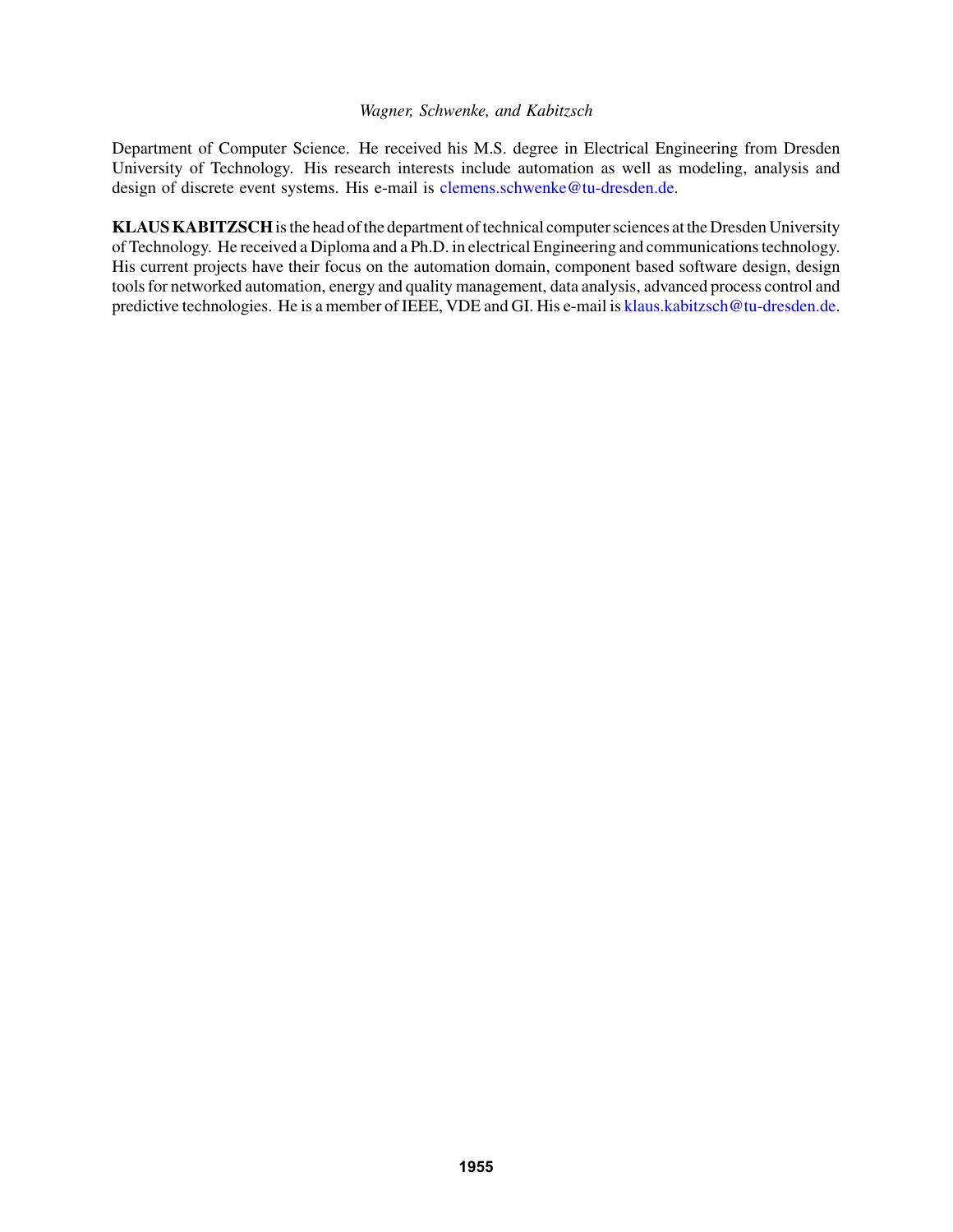Department of Computer Science. He received his M.S. degree in Electrical Engineering from Dresden University of Technology. His research interests include automation as well as modeling, analysis and design of discrete event systems. His e-mail is clemens.schwenke@tu-dresden.de.

**KLAUS KABITZSCH** is the head of the department of technical computer sciences at the Dresden University of Technology. He received a Diploma and a Ph.D. in electrical Engineering and communications technology. His current projects have their focus on the automation domain, component based software design, design tools for networked automation, energy and quality management, data analysis, advanced process control and predictive technologies. He is a member of IEEE, VDE and GI. His e-mail is klaus.kabitzsch@tu-dresden.de.